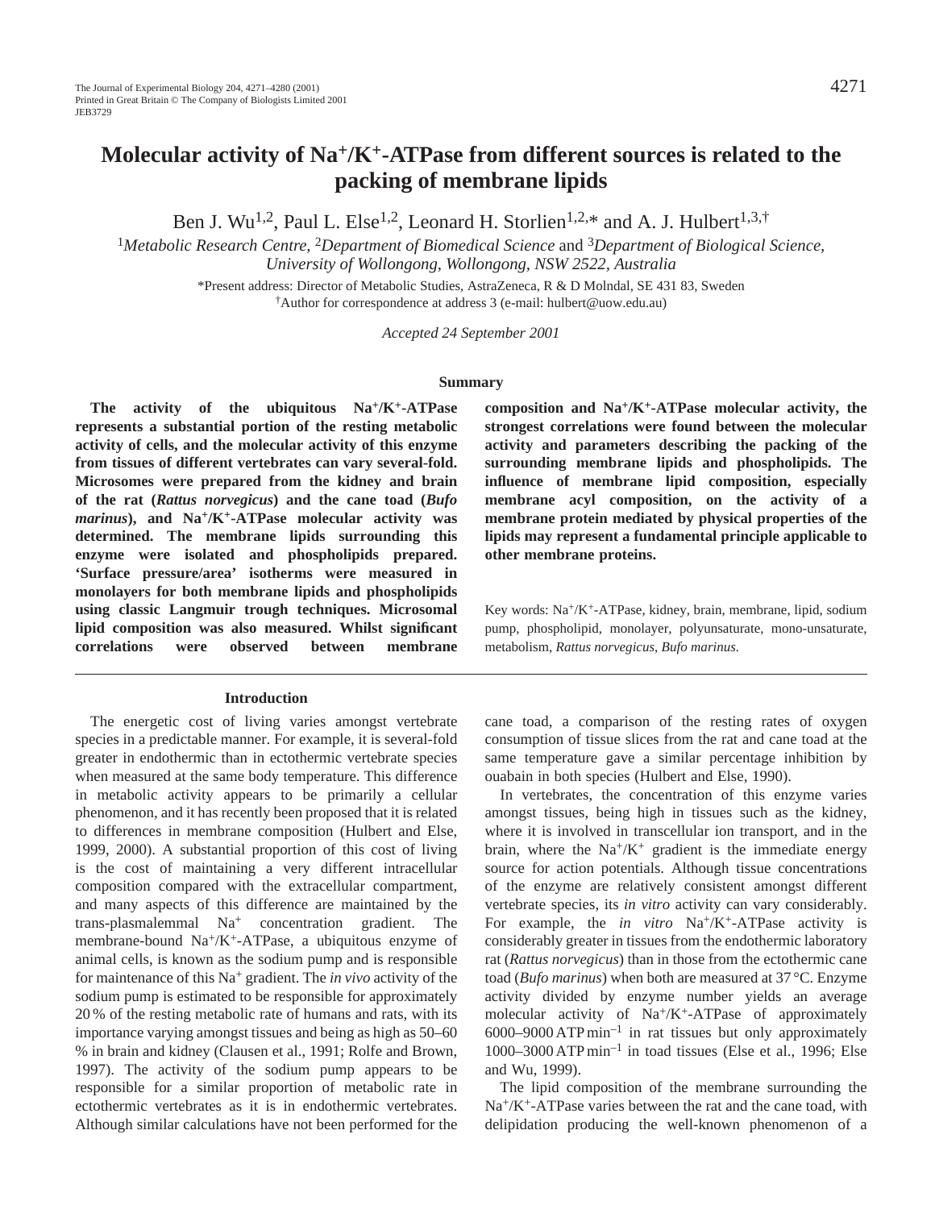# Molecular activity of $Na^+/K^+$-ATPase from different sources is related to the packing of membrane lipids

Ben J. Wu[1,2], Paul L. Else[1,2], Leonard H. Storlien[1,2,*] and A. J. Hulbert[1,3,†]

[1]*Metabolic Research Centre,* [2]*Department of Biomedical Science* and [3]*Department of Biological Science, University of Wollongong, Wollongong, NSW 2522, Australia*

*Present address: Director of Metabolic Studies, AstraZeneca, R & D Molndal, SE 431 83, Sweden

†Author for correspondence at address 3 (e-mail: hulbert@uow.edu.au)

*Accepted 24 September 2001*

## Summary

**The activity of the ubiquitous $Na^+/K^+$-ATPase represents a substantial portion of the resting metabolic activity of cells, and the molecular activity of this enzyme from tissues of different vertebrates can vary several-fold. Microsomes were prepared from the kidney and brain of the rat (*Rattus norvegicus*) and the cane toad (*Bufo marinus*), and $Na^+/K^+$-ATPase molecular activity was determined. The membrane lipids surrounding this enzyme were isolated and phospholipids prepared. 'Surface pressure/area' isotherms were measured in monolayers for both membrane lipids and phospholipids using classic Langmuir trough techniques. Microsomal lipid composition was also measured. Whilst significant correlations were observed between membrane composition and $Na^+/K^+$-ATPase molecular activity, the strongest correlations were found between the molecular activity and parameters describing the packing of the surrounding membrane lipids and phospholipids. The influence of membrane lipid composition, especially membrane acyl composition, on the activity of a membrane protein mediated by physical properties of the lipids may represent a fundamental principle applicable to other membrane proteins.**

Key words: $Na^+/K^+$-ATPase, kidney, brain, membrane, lipid, sodium pump, phospholipid, monolayer, polyunsaturate, mono-unsaturate, metabolism, *Rattus norvegicus*, *Bufo marinus.*

## Introduction

The energetic cost of living varies amongst vertebrate species in a predictable manner. For example, it is several-fold greater in endothermic than in ectothermic vertebrate species when measured at the same body temperature. This difference in metabolic activity appears to be primarily a cellular phenomenon, and it has recently been proposed that it is related to differences in membrane composition (Hulbert and Else, 1999, 2000). A substantial proportion of this cost of living is the cost of maintaining a very different intracellular composition compared with the extracellular compartment, and many aspects of this difference are maintained by the trans-plasmalemmal $Na^+$ concentration gradient. The membrane-bound $Na^+/K^+$-ATPase, a ubiquitous enzyme of animal cells, is known as the sodium pump and is responsible for maintenance of this $Na^+$ gradient. The *in vivo* activity of the sodium pump is estimated to be responsible for approximately 20 % of the resting metabolic rate of humans and rats, with its importance varying amongst tissues and being as high as 50–60 % in brain and kidney (Clausen et al., 1991; Rolfe and Brown, 1997). The activity of the sodium pump appears to be responsible for a similar proportion of metabolic rate in ectothermic vertebrates as it is in endothermic vertebrates. Although similar calculations have not been performed for the cane toad, a comparison of the resting rates of oxygen consumption of tissue slices from the rat and cane toad at the same temperature gave a similar percentage inhibition by ouabain in both species (Hulbert and Else, 1990).

In vertebrates, the concentration of this enzyme varies amongst tissues, being high in tissues such as the kidney, where it is involved in transcellular ion transport, and in the brain, where the $Na^+/K^+$ gradient is the immediate energy source for action potentials. Although tissue concentrations of the enzyme are relatively consistent amongst different vertebrate species, its *in vitro* activity can vary considerably. For example, the *in vitro* $Na^+/K^+$-ATPase activity is considerably greater in tissues from the endothermic laboratory rat (*Rattus norvegicus*) than in those from the ectothermic cane toad (*Bufo marinus*) when both are measured at 37 °C. Enzyme activity divided by enzyme number yields an average molecular activity of $Na^+/K^+$-ATPase of approximately 6000–9000 ATP $min^{-1}$ in rat tissues but only approximately 1000–3000 ATP $min^{-1}$ in toad tissues (Else et al., 1996; Else and Wu, 1999).

The lipid composition of the membrane surrounding the $Na^+/K^+$-ATPase varies between the rat and the cane toad, with delipidation producing the well-known phenomenon of a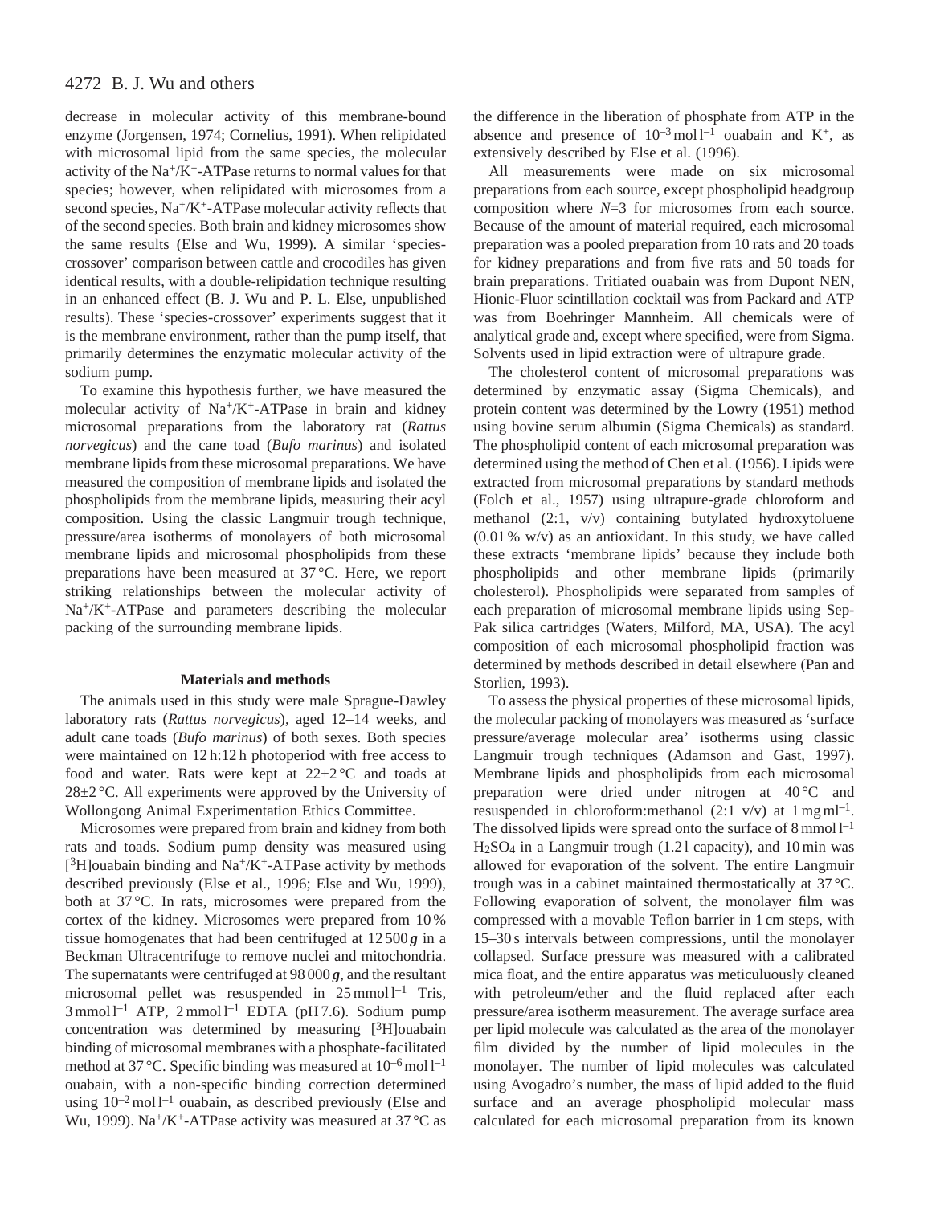decrease in molecular activity of this membrane-bound enzyme (Jorgensen, 1974; Cornelius, 1991). When relipidated with microsomal lipid from the same species, the molecular activity of the $Na^+/K^+$-ATPase returns to normal values for that species; however, when relipidated with microsomes from a second species, $Na^+/K^+$-ATPase molecular activity reflects that of the second species. Both brain and kidney microsomes show the same results (Else and Wu, 1999). A similar 'species-crossover' comparison between cattle and crocodiles has given identical results, with a double-relipidation technique resulting in an enhanced effect (B. J. Wu and P. L. Else, unpublished results). These 'species-crossover' experiments suggest that it is the membrane environment, rather than the pump itself, that primarily determines the enzymatic molecular activity of the sodium pump.

To examine this hypothesis further, we have measured the molecular activity of $Na^+/K^+$-ATPase in brain and kidney microsomal preparations from the laboratory rat (*Rattus norvegicus*) and the cane toad (*Bufo marinus*) and isolated membrane lipids from these microsomal preparations. We have measured the composition of membrane lipids and isolated the phospholipids from the membrane lipids, measuring their acyl composition. Using the classic Langmuir trough technique, pressure/area isotherms of monolayers of both microsomal membrane lipids and microsomal phospholipids from these preparations have been measured at 37 °C. Here, we report striking relationships between the molecular activity of $Na^+/K^+$-ATPase and parameters describing the molecular packing of the surrounding membrane lipids.

## Materials and methods

The animals used in this study were male Sprague-Dawley laboratory rats (*Rattus norvegicus*), aged 12–14 weeks, and adult cane toads (*Bufo marinus*) of both sexes. Both species were maintained on 12 h:12 h photoperiod with free access to food and water. Rats were kept at 22±2 °C and toads at 28±2 °C. All experiments were approved by the University of Wollongong Animal Experimentation Ethics Committee.

Microsomes were prepared from brain and kidney from both rats and toads. Sodium pump density was measured using [$^3$H]ouabain binding and $Na^+/K^+$-ATPase activity by methods described previously (Else et al., 1996; Else and Wu, 1999), both at 37 °C. In rats, microsomes were prepared from the cortex of the kidney. Microsomes were prepared from 10 % tissue homogenates that had been centrifuged at 12 500 ***g*** in a Beckman Ultracentrifuge to remove nuclei and mitochondria. The supernatants were centrifuged at 98 000 ***g***, and the resultant microsomal pellet was resuspended in 25 mmol l$^{-1}$ Tris, 3 mmol l$^{-1}$ ATP, 2 mmol l$^{-1}$ EDTA (pH 7.6). Sodium pump concentration was determined by measuring [$^3$H]ouabain binding of microsomal membranes with a phosphate-facilitated method at 37 °C. Specific binding was measured at $10^{-6}$ mol l$^{-1}$ ouabain, with a non-specific binding correction determined using $10^{-2}$ mol l$^{-1}$ ouabain, as described previously (Else and Wu, 1999). $Na^+/K^+$-ATPase activity was measured at 37 °C as the difference in the liberation of phosphate from ATP in the absence and presence of $10^{-3}$ mol l$^{-1}$ ouabain and $K^+$, as extensively described by Else et al. (1996).

All measurements were made on six microsomal preparations from each source, except phospholipid headgroup composition where $N$=3 for microsomes from each source. Because of the amount of material required, each microsomal preparation was a pooled preparation from 10 rats and 20 toads for kidney preparations and from five rats and 50 toads for brain preparations. Tritiated ouabain was from Dupont NEN, Hionic-Fluor scintillation cocktail was from Packard and ATP was from Boehringer Mannheim. All chemicals were of analytical grade and, except where specified, were from Sigma. Solvents used in lipid extraction were of ultrapure grade.

The cholesterol content of microsomal preparations was determined by enzymatic assay (Sigma Chemicals), and protein content was determined by the Lowry (1951) method using bovine serum albumin (Sigma Chemicals) as standard. The phospholipid content of each microsomal preparation was determined using the method of Chen et al. (1956). Lipids were extracted from microsomal preparations by standard methods (Folch et al., 1957) using ultrapure-grade chloroform and methanol (2:1, v/v) containing butylated hydroxytoluene (0.01 % w/v) as an antioxidant. In this study, we have called these extracts 'membrane lipids' because they include both phospholipids and other membrane lipids (primarily cholesterol). Phospholipids were separated from samples of each preparation of microsomal membrane lipids using Sep-Pak silica cartridges (Waters, Milford, MA, USA). The acyl composition of each microsomal phospholipid fraction was determined by methods described in detail elsewhere (Pan and Storlien, 1993).

To assess the physical properties of these microsomal lipids, the molecular packing of monolayers was measured as 'surface pressure/average molecular area' isotherms using classic Langmuir trough techniques (Adamson and Gast, 1997). Membrane lipids and phospholipids from each microsomal preparation were dried under nitrogen at 40 °C and resuspended in chloroform:methanol (2:1 v/v) at 1 mg ml$^{-1}$. The dissolved lipids were spread onto the surface of 8 mmol l$^{-1}$ $H_2SO_4$ in a Langmuir trough (1.2 l capacity), and 10 min was allowed for evaporation of the solvent. The entire Langmuir trough was in a cabinet maintained thermostatically at 37 °C. Following evaporation of solvent, the monolayer film was compressed with a movable Teflon barrier in 1 cm steps, with 15–30 s intervals between compressions, until the monolayer collapsed. Surface pressure was measured with a calibrated mica float, and the entire apparatus was meticuluously cleaned with petroleum/ether and the fluid replaced after each pressure/area isotherm measurement. The average surface area per lipid molecule was calculated as the area of the monolayer film divided by the number of lipid molecules in the monolayer. The number of lipid molecules was calculated using Avogadro's number, the mass of lipid added to the fluid surface and an average phospholipid molecular mass calculated for each microsomal preparation from its known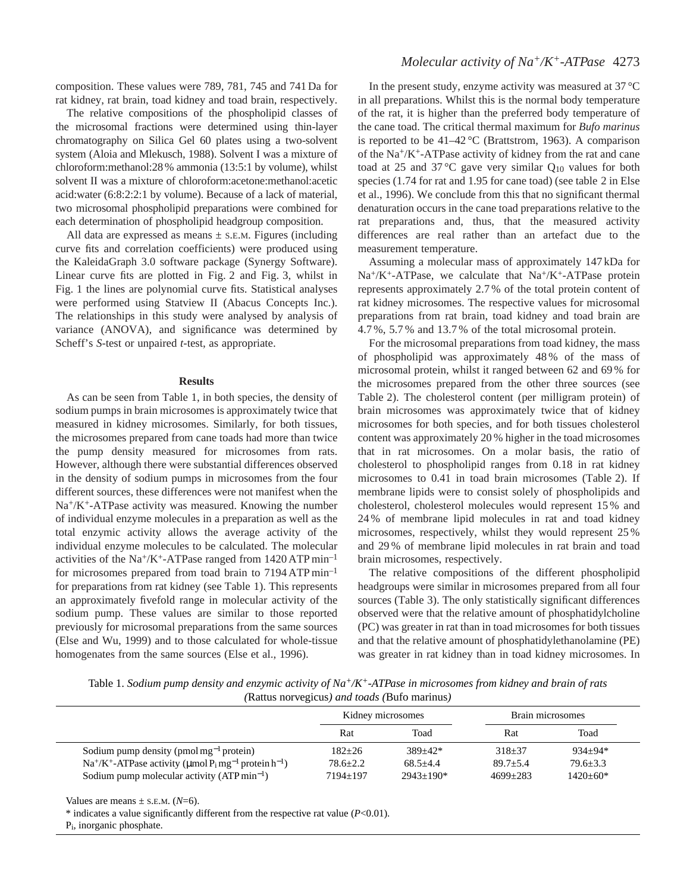composition. These values were 789, 781, 745 and 741 Da for rat kidney, rat brain, toad kidney and toad brain, respectively.

The relative compositions of the phospholipid classes of the microsomal fractions were determined using thin-layer chromatography on Silica Gel 60 plates using a two-solvent system (Aloia and Mlekusch, 1988). Solvent I was a mixture of chloroform:methanol:28 % ammonia (13:5:1 by volume), whilst solvent II was a mixture of chloroform:acetone:methanol:acetic acid:water (6:8:2:2:1 by volume). Because of a lack of material, two microsomal phospholipid preparations were combined for each determination of phospholipid headgroup composition.

All data are expressed as means ± S.E.M. Figures (including curve fits and correlation coefficients) were produced using the KaleidaGraph 3.0 software package (Synergy Software). Linear curve fits are plotted in Fig. 2 and Fig. 3, whilst in Fig. 1 the lines are polynomial curve fits. Statistical analyses were performed using Statview II (Abacus Concepts Inc.). The relationships in this study were analysed by analysis of variance (ANOVA), and significance was determined by Scheff's *S*-test or unpaired *t*-test, as appropriate.

## Results

As can be seen from Table 1, in both species, the density of sodium pumps in brain microsomes is approximately twice that measured in kidney microsomes. Similarly, for both tissues, the microsomes prepared from cane toads had more than twice the pump density measured for microsomes from rats. However, although there were substantial differences observed in the density of sodium pumps in microsomes from the four different sources, these differences were not manifest when the $Na^+/K^+$-ATPase activity was measured. Knowing the number of individual enzyme molecules in a preparation as well as the total enzymic activity allows the average activity of the individual enzyme molecules to be calculated. The molecular activities of the $Na^+/K^+$-ATPase ranged from 1420 ATP $min^{-1}$ for microsomes prepared from toad brain to 7194 ATP $min^{-1}$ for preparations from rat kidney (see Table 1). This represents an approximately fivefold range in molecular activity of the sodium pump. These values are similar to those reported previously for microsomal preparations from the same sources (Else and Wu, 1999) and to those calculated for whole-tissue homogenates from the same sources (Else et al., 1996).

In the present study, enzyme activity was measured at 37 °C in all preparations. Whilst this is the normal body temperature of the rat, it is higher than the preferred body temperature of the cane toad. The critical thermal maximum for *Bufo marinus* is reported to be 41–42 °C (Brattstrom, 1963). A comparison of the $Na^+/K^+$-ATPase activity of kidney from the rat and cane toad at 25 and 37 °C gave very similar $Q_{10}$ values for both species (1.74 for rat and 1.95 for cane toad) (see table 2 in Else et al., 1996). We conclude from this that no significant thermal denaturation occurs in the cane toad preparations relative to the rat preparations and, thus, that the measured activity differences are real rather than an artefact due to the measurement temperature.

Assuming a molecular mass of approximately 147 kDa for $Na^+/K^+$-ATPase, we calculate that $Na^+/K^+$-ATPase protein represents approximately 2.7 % of the total protein content of rat kidney microsomes. The respective values for microsomal preparations from rat brain, toad kidney and toad brain are 4.7 %, 5.7 % and 13.7 % of the total microsomal protein.

For the microsomal preparations from toad kidney, the mass of phospholipid was approximately 48 % of the mass of microsomal protein, whilst it ranged between 62 and 69 % for the microsomes prepared from the other three sources (see Table 2). The cholesterol content (per milligram protein) of brain microsomes was approximately twice that of kidney microsomes for both species, and for both tissues cholesterol content was approximately 20 % higher in the toad microsomes that in rat microsomes. On a molar basis, the ratio of cholesterol to phospholipid ranges from 0.18 in rat kidney microsomes to 0.41 in toad brain microsomes (Table 2). If membrane lipids were to consist solely of phospholipids and cholesterol, cholesterol molecules would represent 15 % and 24 % of membrane lipid molecules in rat and toad kidney microsomes, respectively, whilst they would represent 25 % and 29 % of membrane lipid molecules in rat brain and toad brain microsomes, respectively.

The relative compositions of the different phospholipid headgroups were similar in microsomes prepared from all four sources (Table 3). The only statistically significant differences observed were that the relative amount of phosphatidylcholine (PC) was greater in rat than in toad microsomes for both tissues and that the relative amount of phosphatidylethanolamine (PE) was greater in rat kidney than in toad kidney microsomes. In

Table 1. *Sodium pump density and enzymic activity of $Na^+/K^+$-ATPase in microsomes from kidney and brain of rats (*Rattus norvegicus*) and toads (*Bufo marinus*)*

| | Kidney microsomes | | Brain microsomes | |
|---|---|---|---|---|
| | Rat | Toad | Rat | Toad |
| Sodium pump density (pmol $mg^{-1}$ protein) | 182±26 | 389±42* | 318±37 | 934±94* |
| $Na^+/K^+$-ATPase activity (μmol $P_i$ $mg^{-1}$ protein $h^{-1}$) | 78.6±2.2 | 68.5±4.4 | 89.7±5.4 | 79.6±3.3 |
| Sodium pump molecular activity (ATP $min^{-1}$) | 7194±197 | 2943±190* | 4699±283 | 1420±60* |

Values are means ± S.E.M. ($N$=6).

* indicates a value significantly different from the respective rat value ($P$<0.01).

$P_i$, inorganic phosphate.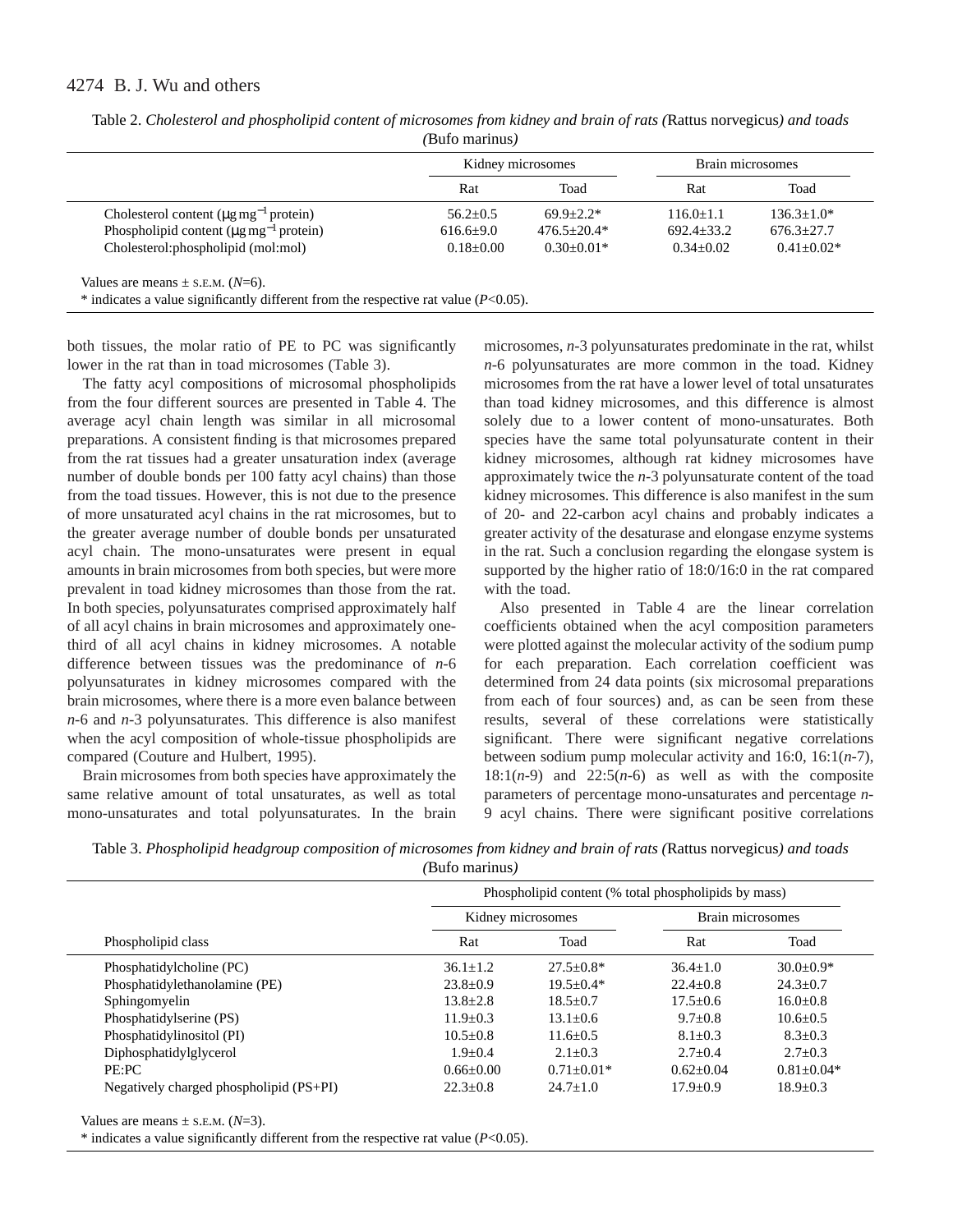Table 2. *Cholesterol and phospholipid content of microsomes from kidney and brain of rats (*Rattus norvegicus*) and toads (*Bufo marinus*)*

| | Kidney microsomes | | Brain microsomes | |
|---|---|---|---|---|
| | Rat | Toad | Rat | Toad |
| Cholesterol content (μg $mg^{-1}$ protein) | 56.2±0.5 | 69.9±2.2* | 116.0±1.1 | 136.3±1.0* |
| Phospholipid content (μg $mg^{-1}$ protein) | 616.6±9.0 | 476.5±20.4* | 692.4±33.2 | 676.3±27.7 |
| Cholesterol:phospholipid (mol:mol) | 0.18±0.00 | 0.30±0.01* | 0.34±0.02 | 0.41±0.02* |

Values are means ± S.E.M. (*N*=6).

* indicates a value significantly different from the respective rat value ($P<0.05$).

both tissues, the molar ratio of PE to PC was significantly lower in the rat than in toad microsomes (Table 3).

The fatty acyl compositions of microsomal phospholipids from the four different sources are presented in Table 4. The average acyl chain length was similar in all microsomal preparations. A consistent finding is that microsomes prepared from the rat tissues had a greater unsaturation index (average number of double bonds per 100 fatty acyl chains) than those from the toad tissues. However, this is not due to the presence of more unsaturated acyl chains in the rat microsomes, but to the greater average number of double bonds per unsaturated acyl chain. The mono-unsaturates were present in equal amounts in brain microsomes from both species, but were more prevalent in toad kidney microsomes than those from the rat. In both species, polyunsaturates comprised approximately half of all acyl chains in brain microsomes and approximately one-third of all acyl chains in kidney microsomes. A notable difference between tissues was the predominance of *n*-6 polyunsaturates in kidney microsomes compared with the brain microsomes, where there is a more even balance between *n*-6 and *n*-3 polyunsaturates. This difference is also manifest when the acyl composition of whole-tissue phospholipids are compared (Couture and Hulbert, 1995).

Brain microsomes from both species have approximately the same relative amount of total unsaturates, as well as total mono-unsaturates and total polyunsaturates. In the brain microsomes, *n*-3 polyunsaturates predominate in the rat, whilst *n*-6 polyunsaturates are more common in the toad. Kidney microsomes from the rat have a lower level of total unsaturates than toad kidney microsomes, and this difference is almost solely due to a lower content of mono-unsaturates. Both species have the same total polyunsaturate content in their kidney microsomes, although rat kidney microsomes have approximately twice the *n*-3 polyunsaturate content of the toad kidney microsomes. This difference is also manifest in the sum of 20- and 22-carbon acyl chains and probably indicates a greater activity of the desaturase and elongase enzyme systems in the rat. Such a conclusion regarding the elongase system is supported by the higher ratio of 18:0/16:0 in the rat compared with the toad.

Also presented in Table 4 are the linear correlation coefficients obtained when the acyl composition parameters were plotted against the molecular activity of the sodium pump for each preparation. Each correlation coefficient was determined from 24 data points (six microsomal preparations from each of four sources) and, as can be seen from these results, several of these correlations were statistically significant. There were significant negative correlations between sodium pump molecular activity and 16:0, 16:1(*n*-7), 18:1(*n*-9) and 22:5(*n*-6) as well as with the composite parameters of percentage mono-unsaturates and percentage *n*-9 acyl chains. There were significant positive correlations

Table 3. *Phospholipid headgroup composition of microsomes from kidney and brain of rats (*Rattus norvegicus*) and toads (*Bufo marinus*)*

| | Phospholipid content (% total phospholipids by mass) | | | |
|---|---|---|---|---|
| | Kidney microsomes | | Brain microsomes | |
| Phospholipid class | Rat | Toad | Rat | Toad |
| Phosphatidylcholine (PC) | 36.1±1.2 | 27.5±0.8* | 36.4±1.0 | 30.0±0.9* |
| Phosphatidylethanolamine (PE) | 23.8±0.9 | 19.5±0.4* | 22.4±0.8 | 24.3±0.7 |
| Sphingomyelin | 13.8±2.8 | 18.5±0.7 | 17.5±0.6 | 16.0±0.8 |
| Phosphatidylserine (PS) | 11.9±0.3 | 13.1±0.6 | 9.7±0.8 | 10.6±0.5 |
| Phosphatidylinositol (PI) | 10.5±0.8 | 11.6±0.5 | 8.1±0.3 | 8.3±0.3 |
| Diphosphatidylglycerol | 1.9±0.4 | 2.1±0.3 | 2.7±0.4 | 2.7±0.3 |
| PE:PC | 0.66±0.00 | 0.71±0.01* | 0.62±0.04 | 0.81±0.04* |
| Negatively charged phospholipid (PS+PI) | 22.3±0.8 | 24.7±1.0 | 17.9±0.9 | 18.9±0.3 |

Values are means ± S.E.M. (*N*=3).

* indicates a value significantly different from the respective rat value ($P<0.05$).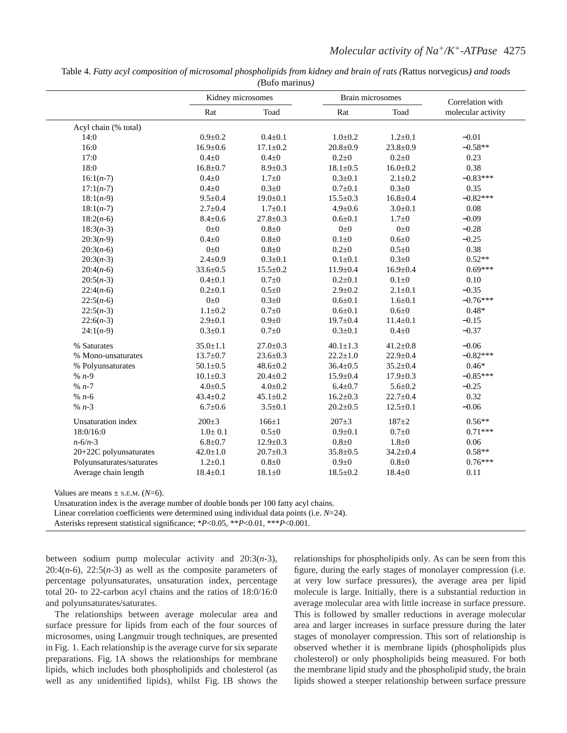Table 4. *Fatty acyl composition of microsomal phospholipids from kidney and brain of rats (*Rattus norvegicus*) and toads (*Bufo marinus*)*

| | Kidney microsomes | | Brain microsomes | | Correlation with molecular activity |
|---|---|---|---|---|---|
| | Rat | Toad | Rat | Toad | |
| Acyl chain (% total) | | | | | |
| 14:0 | 0.9±0.2 | 0.4±0.1 | 1.0±0.2 | 1.2±0.1 | −0.01 |
| 16:0 | 16.9±0.6 | 17.1±0.2 | 20.8±0.9 | 23.8±0.9 | −0.58** |
| 17:0 | 0.4±0 | 0.4±0 | 0.2±0 | 0.2±0 | 0.23 |
| 18:0 | 16.8±0.7 | 8.9±0.3 | 18.1±0.5 | 16.0±0.2 | 0.38 |
| 16:1(*n*-7) | 0.4±0 | 1.7±0 | 0.3±0.1 | 2.1±0.2 | −0.83*** |
| 17:1(*n*-7) | 0.4±0 | 0.3±0 | 0.7±0.1 | 0.3±0 | 0.35 |
| 18:1(*n*-9) | 9.5±0.4 | 19.0±0.1 | 15.5±0.3 | 16.8±0.4 | −0.82*** |
| 18:1(*n*-7) | 2.7±0.4 | 1.7±0.1 | 4.9±0.6 | 3.0±0.1 | 0.08 |
| 18:2(*n*-6) | 8.4±0.6 | 27.8±0.3 | 0.6±0.1 | 1.7±0 | −0.09 |
| 18:3(*n*-3) | 0±0 | 0.8±0 | 0±0 | 0±0 | −0.28 |
| 20:3(*n*-9) | 0.4±0 | 0.8±0 | 0.1±0 | 0.6±0 | −0.25 |
| 20:3(*n*-6) | 0±0 | 0.8±0 | 0.2±0 | 0.5±0 | 0.38 |
| 20:3(*n*-3) | 2.4±0.9 | 0.3±0.1 | 0.1±0.1 | 0.3±0 | 0.52** |
| 20:4(*n*-6) | 33.6±0.5 | 15.5±0.2 | 11.9±0.4 | 16.9±0.4 | 0.69*** |
| 20:5(*n*-3) | 0.4±0.1 | 0.7±0 | 0.2±0.1 | 0.1±0 | 0.10 |
| 22:4(*n*-6) | 0.2±0.1 | 0.5±0 | 2.9±0.2 | 2.1±0.1 | −0.35 |
| 22:5(*n*-6) | 0±0 | 0.3±0 | 0.6±0.1 | 1.6±0.1 | −0.76*** |
| 22:5(*n*-3) | 1.1±0.2 | 0.7±0 | 0.6±0.1 | 0.6±0 | 0.48* |
| 22:6(*n*-3) | 2.9±0.1 | 0.9±0 | 19.7±0.4 | 11.4±0.1 | −0.15 |
| 24:1(*n*-9) | 0.3±0.1 | 0.7±0 | 0.3±0.1 | 0.4±0 | −0.37 |
| % Saturates | 35.0±1.1 | 27.0±0.3 | 40.1±1.3 | 41.2±0.8 | −0.06 |
| % Mono-unsaturates | 13.7±0.7 | 23.6±0.3 | 22.2±1.0 | 22.9±0.4 | −0.82*** |
| % Polyunsaturates | 50.1±0.5 | 48.6±0.2 | 36.4±0.5 | 35.2±0.4 | 0.46* |
| % *n*-9 | 10.1±0.3 | 20.4±0.2 | 15.9±0.4 | 17.9±0.3 | −0.85*** |
| % *n*-7 | 4.0±0.5 | 4.0±0.2 | 6.4±0.7 | 5.6±0.2 | −0.25 |
| % *n*-6 | 43.4±0.2 | 45.1±0.2 | 16.2±0.3 | 22.7±0.4 | 0.32 |
| % *n*-3 | 6.7±0.6 | 3.5±0.1 | 20.2±0.5 | 12.5±0.1 | −0.06 |
| Unsaturation index | 200±3 | 166±1 | 207±3 | 187±2 | 0.56** |
| 18:0/16:0 | 1.0± 0.1 | 0.5±0 | 0.9±0.1 | 0.7±0 | 0.71*** |
| *n*-6/*n*-3 | 6.8±0.7 | 12.9±0.3 | 0.8±0 | 1.8±0 | 0.06 |
| 20+22C polyunsaturates | 42.0±1.0 | 20.7±0.3 | 35.8±0.5 | 34.2±0.4 | 0.58** |
| Polyunsaturates/saturates | 1.2±0.1 | 0.8±0 | 0.9±0 | 0.8±0 | 0.76*** |
| Average chain length | 18.4±0.1 | 18.1±0 | 18.5±0.2 | 18.4±0 | 0.11 |

Values are means ± S.E.M. ($N$=6).

Unsaturation index is the average number of double bonds per 100 fatty acyl chains.

Linear correlation coefficients were determined using individual data points (i.e. $N$=24).

Asterisks represent statistical significance; \*$P$<0.05, \*\*$P$<0.01, \*\*\*$P$<0.001.

between sodium pump molecular activity and 20:3(*n*-3), 20:4(*n*-6), 22:5(*n*-3) as well as the composite parameters of percentage polyunsaturates, unsaturation index, percentage total 20- to 22-carbon acyl chains and the ratios of 18:0/16:0 and polyunsaturates/saturates.

The relationships between average molecular area and surface pressure for lipids from each of the four sources of microsomes, using Langmuir trough techniques, are presented in Fig. 1. Each relationship is the average curve for six separate preparations. Fig. 1A shows the relationships for membrane lipids, which includes both phospholipids and cholesterol (as well as any unidentified lipids), whilst Fig. 1B shows the relationships for phospholipids only. As can be seen from this figure, during the early stages of monolayer compression (i.e. at very low surface pressures), the average area per lipid molecule is large. Initially, there is a substantial reduction in average molecular area with little increase in surface pressure. This is followed by smaller reductions in average molecular area and larger increases in surface pressure during the later stages of monolayer compression. This sort of relationship is observed whether it is membrane lipids (phospholipids plus cholesterol) or only phospholipids being measured. For both the membrane lipid study and the phospholipid study, the brain lipids showed a steeper relationship between surface pressure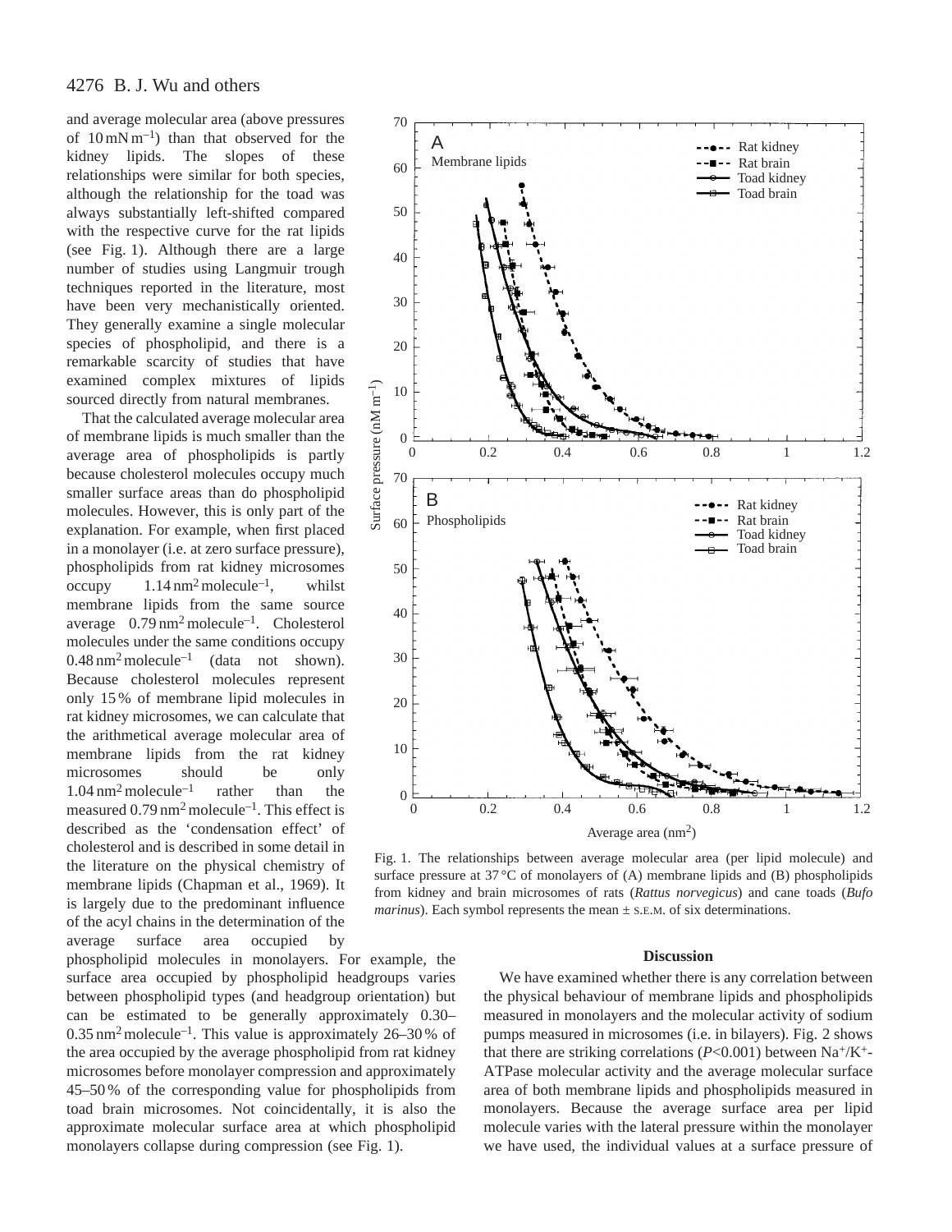and average molecular area (above pressures of $10\,mN\,m^{-1}$) than that observed for the kidney lipids. The slopes of these relationships were similar for both species, although the relationship for the toad was always substantially left-shifted compared with the respective curve for the rat lipids (see Fig. 1). Although there are a large number of studies using Langmuir trough techniques reported in the literature, most have been very mechanistically oriented. They generally examine a single molecular species of phospholipid, and there is a remarkable scarcity of studies that have examined complex mixtures of lipids sourced directly from natural membranes.

That the calculated average molecular area of membrane lipids is much smaller than the average area of phospholipids is partly because cholesterol molecules occupy much smaller surface areas than do phospholipid molecules. However, this is only part of the explanation. For example, when first placed in a monolayer (i.e. at zero surface pressure), phospholipids from rat kidney microsomes occupy $1.14\,nm^2\,molecule^{-1}$, whilst membrane lipids from the same source average $0.79\,nm^2\,molecule^{-1}$. Cholesterol molecules under the same conditions occupy $0.48\,nm^2\,molecule^{-1}$ (data not shown). Because cholesterol molecules represent only 15% of membrane lipid molecules in rat kidney microsomes, we can calculate that the arithmetical average molecular area of membrane lipids from the rat kidney microsomes should be only $1.04\,nm^2\,molecule^{-1}$ rather than the measured $0.79\,nm^2\,molecule^{-1}$. This effect is described as the 'condensation effect' of cholesterol and is described in some detail in the literature on the physical chemistry of membrane lipids (Chapman et al., 1969). It is largely due to the predominant influence of the acyl chains in the determination of the average surface area occupied by phospholipid molecules in monolayers. For example, the surface area occupied by phospholipid headgroups varies between phospholipid types (and headgroup orientation) but can be estimated to be generally approximately 0.30–$0.35\,nm^2\,molecule^{-1}$. This value is approximately 26–30% of the area occupied by the average phospholipid from rat kidney microsomes before monolayer compression and approximately 45–50% of the corresponding value for phospholipids from toad brain microsomes. Not coincidentally, it is also the approximate molecular surface area at which phospholipid monolayers collapse during compression (see Fig. 1).

Fig. 1. The relationships between average molecular area (per lipid molecule) and surface pressure at 37°C of monolayers of (A) membrane lipids and (B) phospholipids from kidney and brain microsomes of rats (*Rattus norvegicus*) and cane toads (*Bufo marinus*). Each symbol represents the mean ± S.E.M. of six determinations.

## Discussion

We have examined whether there is any correlation between the physical behaviour of membrane lipids and phospholipids measured in monolayers and the molecular activity of sodium pumps measured in microsomes (i.e. in bilayers). Fig. 2 shows that there are striking correlations ($P<0.001$) between $Na^+/K^+$-ATPase molecular activity and the average molecular surface area of both membrane lipids and phospholipids measured in monolayers. Because the average surface area per lipid molecule varies with the lateral pressure within the monolayer we have used, the individual values at a surface pressure of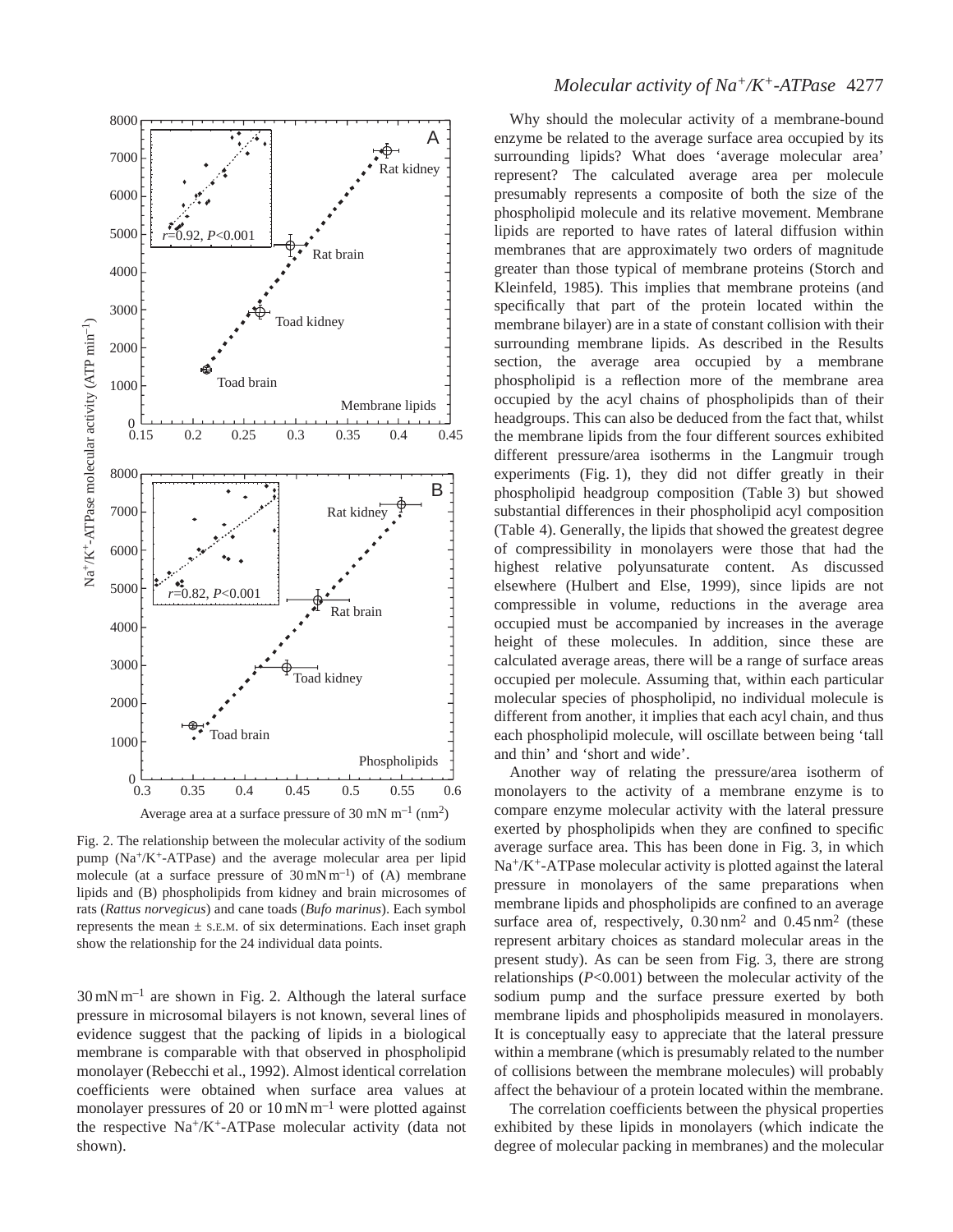Fig. 2. The relationship between the molecular activity of the sodium pump ($Na^+/K^+$-ATPase) and the average molecular area per lipid molecule (at a surface pressure of $30\,mN\,m^{-1}$) of (A) membrane lipids and (B) phospholipids from kidney and brain microsomes of rats (*Rattus norvegicus*) and cane toads (*Bufo marinus*). Each symbol represents the mean ± S.E.M. of six determinations. Each inset graph show the relationship for the 24 individual data points.

$30\,mN\,m^{-1}$ are shown in Fig. 2. Although the lateral surface pressure in microsomal bilayers is not known, several lines of evidence suggest that the packing of lipids in a biological membrane is comparable with that observed in phospholipid monolayer (Rebecchi et al., 1992). Almost identical correlation coefficients were obtained when surface area values at monolayer pressures of 20 or $10\,mN\,m^{-1}$ were plotted against the respective $Na^+/K^+$-ATPase molecular activity (data not shown).

Why should the molecular activity of a membrane-bound enzyme be related to the average surface area occupied by its surrounding lipids? What does 'average molecular area' represent? The calculated average area per molecule presumably represents a composite of both the size of the phospholipid molecule and its relative movement. Membrane lipids are reported to have rates of lateral diffusion within membranes that are approximately two orders of magnitude greater than those typical of membrane proteins (Storch and Kleinfeld, 1985). This implies that membrane proteins (and specifically that part of the protein located within the membrane bilayer) are in a state of constant collision with their surrounding membrane lipids. As described in the Results section, the average area occupied by a membrane phospholipid is a reflection more of the membrane area occupied by the acyl chains of phospholipids than of their headgroups. This can also be deduced from the fact that, whilst the membrane lipids from the four different sources exhibited different pressure/area isotherms in the Langmuir trough experiments (Fig. 1), they did not differ greatly in their phospholipid headgroup composition (Table 3) but showed substantial differences in their phospholipid acyl composition (Table 4). Generally, the lipids that showed the greatest degree of compressibility in monolayers were those that had the highest relative polyunsaturate content. As discussed elsewhere (Hulbert and Else, 1999), since lipids are not compressible in volume, reductions in the average area occupied must be accompanied by increases in the average height of these molecules. In addition, since these are calculated average areas, there will be a range of surface areas occupied per molecule. Assuming that, within each particular molecular species of phospholipid, no individual molecule is different from another, it implies that each acyl chain, and thus each phospholipid molecule, will oscillate between being 'tall and thin' and 'short and wide'.

Another way of relating the pressure/area isotherm of monolayers to the activity of a membrane enzyme is to compare enzyme molecular activity with the lateral pressure exerted by phospholipids when they are confined to specific average surface area. This has been done in Fig. 3, in which $Na^+/K^+$-ATPase molecular activity is plotted against the lateral pressure in monolayers of the same preparations when membrane lipids and phospholipids are confined to an average surface area of, respectively, $0.30\,nm^2$ and $0.45\,nm^2$ (these represent arbitary choices as standard molecular areas in the present study). As can be seen from Fig. 3, there are strong relationships ($P<0.001$) between the molecular activity of the sodium pump and the surface pressure exerted by both membrane lipids and phospholipids measured in monolayers. It is conceptually easy to appreciate that the lateral pressure within a membrane (which is presumably related to the number of collisions between the membrane molecules) will probably affect the behaviour of a protein located within the membrane.

The correlation coefficients between the physical properties exhibited by these lipids in monolayers (which indicate the degree of molecular packing in membranes) and the molecular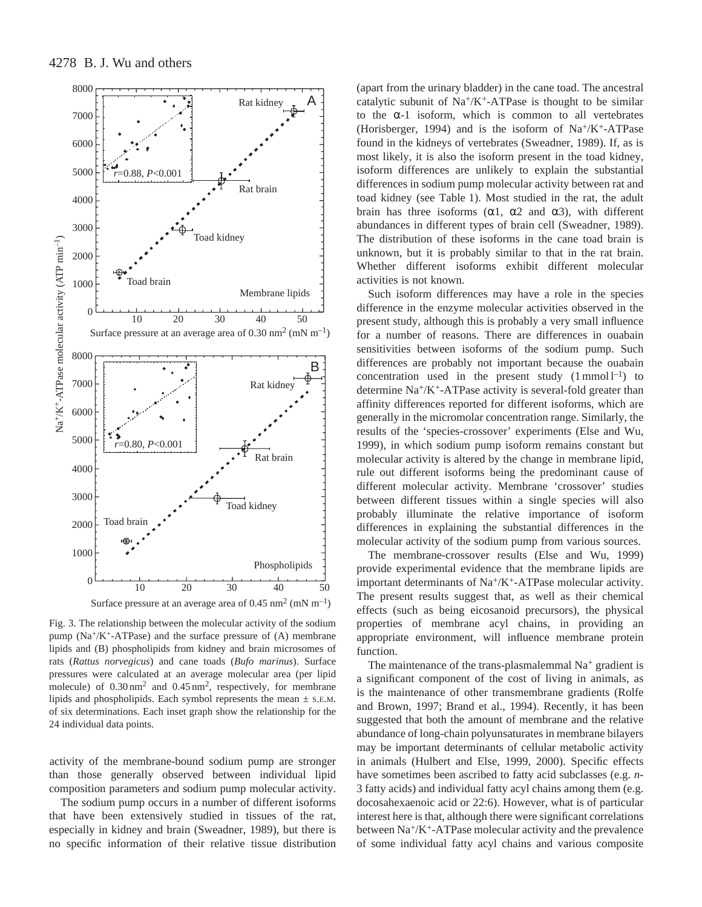Fig. 3. The relationship between the molecular activity of the sodium pump ($Na^+/K^+$-ATPase) and the surface pressure of (A) membrane lipids and (B) phospholipids from kidney and brain microsomes of rats (*Rattus norvegicus*) and cane toads (*Bufo marinus*). Surface pressures were calculated at an average molecular area (per lipid molecule) of $0.30\,nm^2$ and $0.45\,nm^2$, respectively, for membrane lipids and phospholipids. Each symbol represents the mean ± S.E.M. of six determinations. Each inset graph show the relationship for the 24 individual data points.

activity of the membrane-bound sodium pump are stronger than those generally observed between individual lipid composition parameters and sodium pump molecular activity.

The sodium pump occurs in a number of different isoforms that have been extensively studied in tissues of the rat, especially in kidney and brain (Sweadner, 1989), but there is no specific information of their relative tissue distribution (apart from the urinary bladder) in the cane toad. The ancestral catalytic subunit of $Na^+/K^+$-ATPase is thought to be similar to the α-1 isoform, which is common to all vertebrates (Horisberger, 1994) and is the isoform of $Na^+/K^+$-ATPase found in the kidneys of vertebrates (Sweadner, 1989). If, as is most likely, it is also the isoform present in the toad kidney, isoform differences are unlikely to explain the substantial differences in sodium pump molecular activity between rat and toad kidney (see Table 1). Most studied in the rat, the adult brain has three isoforms (α1, α2 and α3), with different abundances in different types of brain cell (Sweadner, 1989). The distribution of these isoforms in the cane toad brain is unknown, but it is probably similar to that in the rat brain. Whether different isoforms exhibit different molecular activities is not known.

Such isoform differences may have a role in the species difference in the enzyme molecular activities observed in the present study, although this is probably a very small influence for a number of reasons. There are differences in ouabain sensitivities between isoforms of the sodium pump. Such differences are probably not important because the ouabain concentration used in the present study ($1\,mmol\,l^{-1}$) to determine $Na^+/K^+$-ATPase activity is several-fold greater than affinity differences reported for different isoforms, which are generally in the micromolar concentration range. Similarly, the results of the 'species-crossover' experiments (Else and Wu, 1999), in which sodium pump isoform remains constant but molecular activity is altered by the change in membrane lipid, rule out different isoforms being the predominant cause of different molecular activity. Membrane 'crossover' studies between different tissues within a single species will also probably illuminate the relative importance of isoform differences in explaining the substantial differences in the molecular activity of the sodium pump from various sources.

The membrane-crossover results (Else and Wu, 1999) provide experimental evidence that the membrane lipids are important determinants of $Na^+/K^+$-ATPase molecular activity. The present results suggest that, as well as their chemical effects (such as being eicosanoid precursors), the physical properties of membrane acyl chains, in providing an appropriate environment, will influence membrane protein function.

The maintenance of the trans-plasmalemmal $Na^+$ gradient is a significant component of the cost of living in animals, as is the maintenance of other transmembrane gradients (Rolfe and Brown, 1997; Brand et al., 1994). Recently, it has been suggested that both the amount of membrane and the relative abundance of long-chain polyunsaturates in membrane bilayers may be important determinants of cellular metabolic activity in animals (Hulbert and Else, 1999, 2000). Specific effects have sometimes been ascribed to fatty acid subclasses (e.g. *n*-3 fatty acids) and individual fatty acyl chains among them (e.g. docosahexaenoic acid or 22:6). However, what is of particular interest here is that, although there were significant correlations between $Na^+/K^+$-ATPase molecular activity and the prevalence of some individual fatty acyl chains and various composite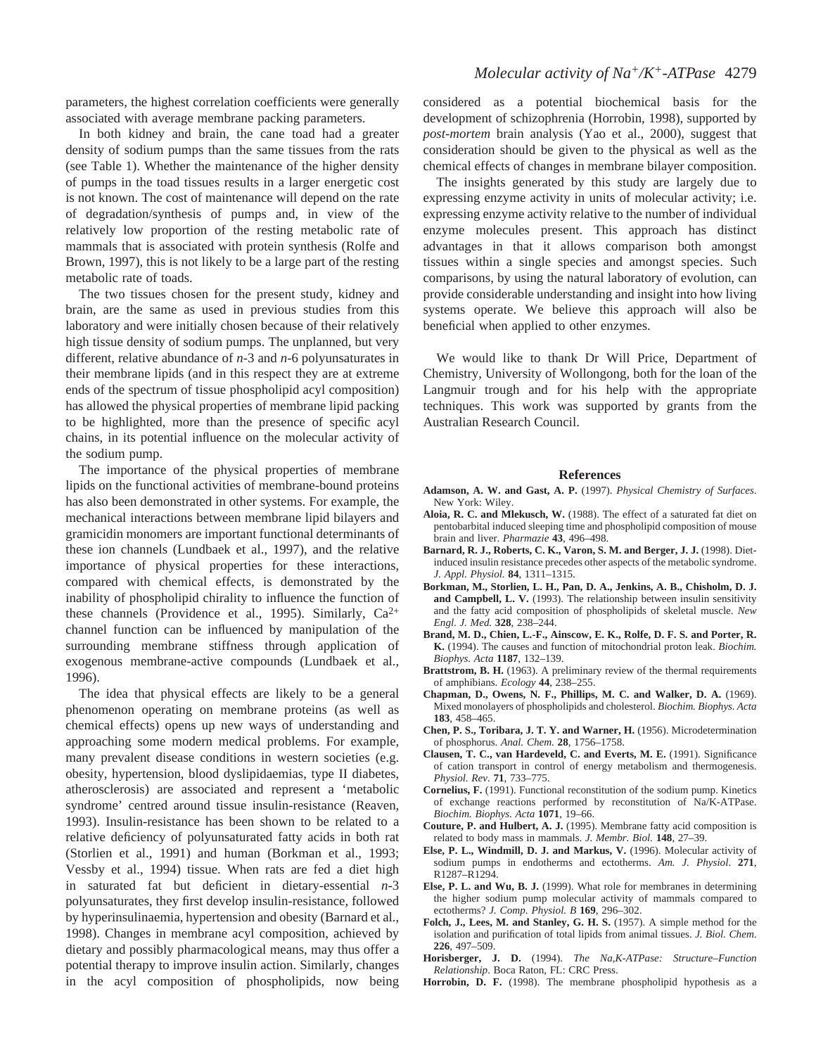parameters, the highest correlation coefficients were generally associated with average membrane packing parameters.

In both kidney and brain, the cane toad had a greater density of sodium pumps than the same tissues from the rats (see Table 1). Whether the maintenance of the higher density of pumps in the toad tissues results in a larger energetic cost is not known. The cost of maintenance will depend on the rate of degradation/synthesis of pumps and, in view of the relatively low proportion of the resting metabolic rate of mammals that is associated with protein synthesis (Rolfe and Brown, 1997), this is not likely to be a large part of the resting metabolic rate of toads.

The two tissues chosen for the present study, kidney and brain, are the same as used in previous studies from this laboratory and were initially chosen because of their relatively high tissue density of sodium pumps. The unplanned, but very different, relative abundance of *n*-3 and *n*-6 polyunsaturates in their membrane lipids (and in this respect they are at extreme ends of the spectrum of tissue phospholipid acyl composition) has allowed the physical properties of membrane lipid packing to be highlighted, more than the presence of specific acyl chains, in its potential influence on the molecular activity of the sodium pump.

The importance of the physical properties of membrane lipids on the functional activities of membrane-bound proteins has also been demonstrated in other systems. For example, the mechanical interactions between membrane lipid bilayers and gramicidin monomers are important functional determinants of these ion channels (Lundbaek et al., 1997), and the relative importance of physical properties for these interactions, compared with chemical effects, is demonstrated by the inability of phospholipid chirality to influence the function of these channels (Providence et al., 1995). Similarly, $Ca^{2+}$ channel function can be influenced by manipulation of the surrounding membrane stiffness through application of exogenous membrane-active compounds (Lundbaek et al., 1996).

The idea that physical effects are likely to be a general phenomenon operating on membrane proteins (as well as chemical effects) opens up new ways of understanding and approaching some modern medical problems. For example, many prevalent disease conditions in western societies (e.g. obesity, hypertension, blood dyslipidaemias, type II diabetes, atherosclerosis) are associated and represent a 'metabolic syndrome' centred around tissue insulin-resistance (Reaven, 1993). Insulin-resistance has been shown to be related to a relative deficiency of polyunsaturated fatty acids in both rat (Storlien et al., 1991) and human (Borkman et al., 1993; Vessby et al., 1994) tissue. When rats are fed a diet high in saturated fat but deficient in dietary-essential *n*-3 polyunsaturates, they first develop insulin-resistance, followed by hyperinsulinaemia, hypertension and obesity (Barnard et al., 1998). Changes in membrane acyl composition, achieved by dietary and possibly pharmacological means, may thus offer a potential therapy to improve insulin action. Similarly, changes in the acyl composition of phospholipids, now being considered as a potential biochemical basis for the development of schizophrenia (Horrobin, 1998), supported by *post-mortem* brain analysis (Yao et al., 2000), suggest that consideration should be given to the physical as well as the chemical effects of changes in membrane bilayer composition.

The insights generated by this study are largely due to expressing enzyme activity in units of molecular activity; i.e. expressing enzyme activity relative to the number of individual enzyme molecules present. This approach has distinct advantages in that it allows comparison both amongst tissues within a single species and amongst species. Such comparisons, by using the natural laboratory of evolution, can provide considerable understanding and insight into how living systems operate. We believe this approach will also be beneficial when applied to other enzymes.

We would like to thank Dr Will Price, Department of Chemistry, University of Wollongong, both for the loan of the Langmuir trough and for his help with the appropriate techniques. This work was supported by grants from the Australian Research Council.

## References

**Adamson, A. W. and Gast, A. P.** (1997). *Physical Chemistry of Surfaces*. New York: Wiley.

**Aloia, R. C. and Mlekusch, W.** (1988). The effect of a saturated fat diet on pentobarbital induced sleeping time and phospholipid composition of mouse brain and liver. *Pharmazie* **43**, 496–498.

**Barnard, R. J., Roberts, C. K., Varon, S. M. and Berger, J. J.** (1998). Diet-induced insulin resistance precedes other aspects of the metabolic syndrome. *J. Appl. Physiol.* **84**, 1311–1315.

**Borkman, M., Storlien, L. H., Pan, D. A., Jenkins, A. B., Chisholm, D. J. and Campbell, L. V.** (1993). The relationship between insulin sensitivity and the fatty acid composition of phospholipids of skeletal muscle. *New Engl. J. Med.* **328**, 238–244.

**Brand, M. D., Chien, L.-F., Ainscow, E. K., Rolfe, D. F. S. and Porter, R. K.** (1994). The causes and function of mitochondrial proton leak. *Biochim. Biophys. Acta* **1187**, 132–139.

**Brattstrom, B. H.** (1963). A preliminary review of the thermal requirements of amphibians. *Ecology* **44**, 238–255.

**Chapman, D., Owens, N. F., Phillips, M. C. and Walker, D. A.** (1969). Mixed monolayers of phospholipids and cholesterol. *Biochim. Biophys. Acta* **183**, 458–465.

**Chen, P. S., Toribara, J. T. Y. and Warner, H.** (1956). Microdetermination of phosphorus. *Anal. Chem.* **28**, 1756–1758.

**Clausen, T. C., van Hardeveld, C. and Everts, M. E.** (1991). Significance of cation transport in control of energy metabolism and thermogenesis. *Physiol. Rev*. **71**, 733–775.

**Cornelius, F.** (1991). Functional reconstitution of the sodium pump. Kinetics of exchange reactions performed by reconstitution of Na/K-ATPase. *Biochim. Biophys. Acta* **1071**, 19–66.

**Couture, P. and Hulbert, A. J.** (1995). Membrane fatty acid composition is related to body mass in mammals. *J. Membr. Biol.* **148**, 27–39.

**Else, P. L., Windmill, D. J. and Markus, V.** (1996). Molecular activity of sodium pumps in endotherms and ectotherms. *Am. J. Physiol*. **271**, R1287–R1294.

**Else, P. L. and Wu, B. J.** (1999). What role for membranes in determining the higher sodium pump molecular activity of mammals compared to ectotherms? *J. Comp. Physiol. B* **169**, 296–302.

**Folch, J., Lees, M. and Stanley, G. H. S.** (1957). A simple method for the isolation and purification of total lipids from animal tissues. *J. Biol. Chem.* **226**, 497–509.

**Horisberger, J. D.** (1994). *The Na,K-ATPase: Structure–Function Relationship*. Boca Raton, FL: CRC Press.

**Horrobin, D. F.** (1998). The membrane phospholipid hypothesis as a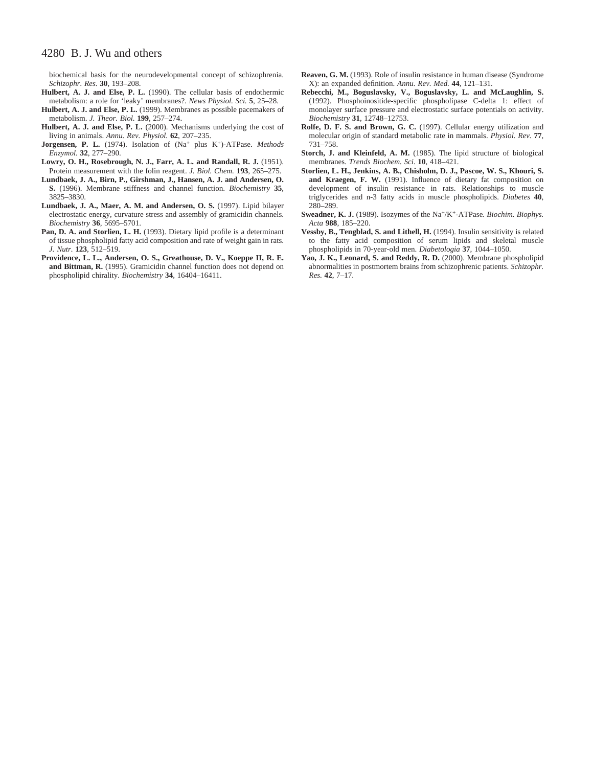biochemical basis for the neurodevelopmental concept of schizophrenia. *Schizophr. Res.* **30**, 193–208.

**Hulbert, A. J. and Else, P. L.** (1990). The cellular basis of endothermic metabolism: a role for 'leaky' membranes?. *News Physiol. Sci.* **5**, 25–28.

**Hulbert, A. J. and Else, P. L.** (1999). Membranes as possible pacemakers of metabolism. *J. Theor. Biol.* **199**, 257–274.

**Hulbert, A. J. and Else, P. L.** (2000). Mechanisms underlying the cost of living in animals. *Annu. Rev. Physiol.* **62**, 207–235.

**Jorgensen, P. L.** (1974). Isolation of ($Na^+$ plus $K^+$)-ATPase. *Methods Enzymol.* **32**, 277–290.

**Lowry, O. H., Rosebrough, N. J., Farr, A. L. and Randall, R. J.** (1951). Protein measurement with the folin reagent. *J. Biol. Chem.* **193**, 265–275.

**Lundbaek, J. A., Birn, P., Girshman, J., Hansen, A. J. and Andersen, O. S.** (1996). Membrane stiffness and channel function. *Biochemistry* **35**, 3825–3830.

**Lundbaek, J. A., Maer, A. M. and Andersen, O. S.** (1997). Lipid bilayer electrostatic energy, curvature stress and assembly of gramicidin channels. *Biochemistry* **36**, 5695–5701.

**Pan, D. A. and Storlien, L. H.** (1993). Dietary lipid profile is a determinant of tissue phospholipid fatty acid composition and rate of weight gain in rats. *J. Nutr*. **123**, 512–519.

**Providence, L. L., Andersen, O. S., Greathouse, D. V., Koeppe II, R. E. and Bittman, R.** (1995). Gramicidin channel function does not depend on phospholipid chirality. *Biochemistry* **34**, 16404–16411.

**Reaven, G. M.** (1993). Role of insulin resistance in human disease (Syndrome X): an expanded definition. *Annu. Rev. Med.* **44**, 121–131.

**Rebecchi, M., Boguslavsky, V., Boguslavsky, L. and McLaughlin, S.** (1992). Phosphoinositide-specific phospholipase C-delta 1: effect of monolayer surface pressure and electrostatic surface potentials on activity. *Biochemistry* **31**, 12748–12753.

**Rolfe, D. F. S. and Brown, G. C.** (1997). Cellular energy utilization and molecular origin of standard metabolic rate in mammals. *Physiol. Rev.* **77**, 731–758.

**Storch, J. and Kleinfeld, A. M.** (1985). The lipid structure of biological membranes. *Trends Biochem. Sci*. **10**, 418–421.

**Storlien, L. H., Jenkins, A. B., Chisholm, D. J., Pascoe, W. S., Khouri, S. and Kraegen, F. W.** (1991). Influence of dietary fat composition on development of insulin resistance in rats. Relationships to muscle triglycerides and n-3 fatty acids in muscle phospholipids. *Diabetes* **40**, 280–289.

**Sweadner, K. J.** (1989). Isozymes of the $Na^+$/$K^+$-ATPase. *Biochim. Biophys. Acta* **988**, 185–220.

**Vessby, B., Tengblad, S. and Lithell, H.** (1994). Insulin sensitivity is related to the fatty acid composition of serum lipids and skeletal muscle phospholipids in 70-year-old men. *Diabetologia* **37**, 1044–1050.

**Yao, J. K., Leonard, S. and Reddy, R. D.** (2000). Membrane phospholipid abnormalities in postmortem brains from schizophrenic patients. *Schizophr. Res.* **42**, 7–17.